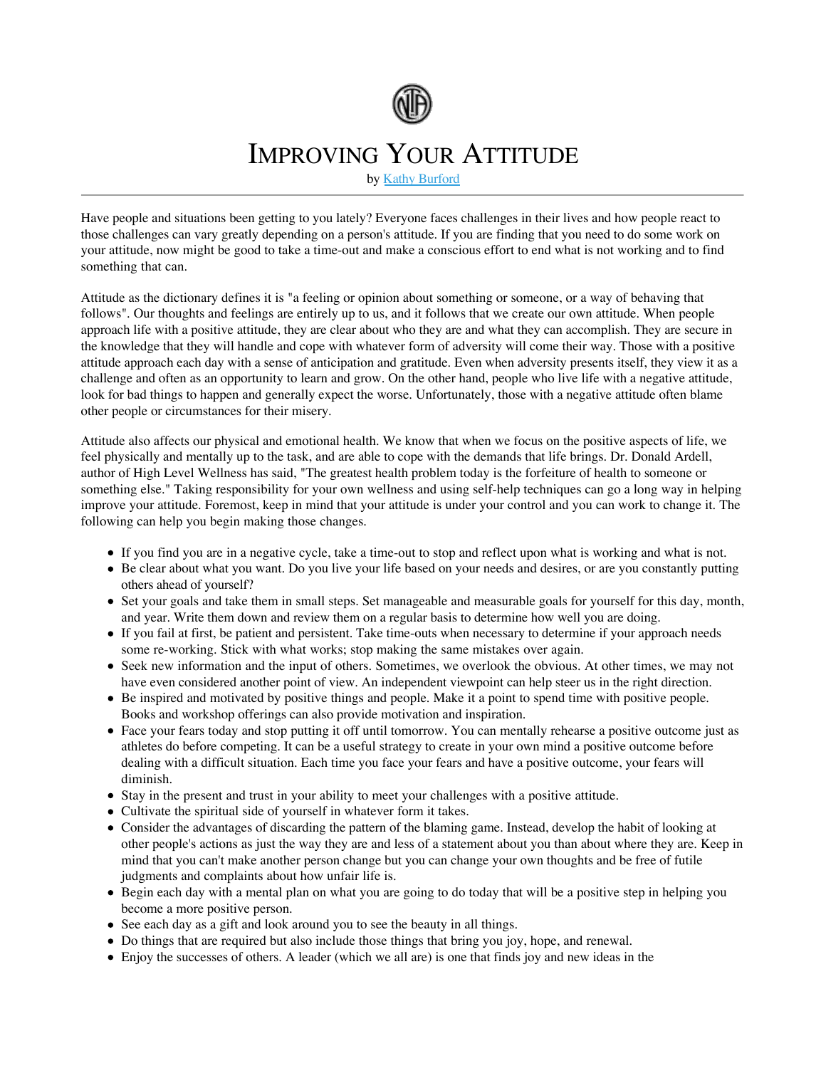# Improving Your Attitude

by Kathy Burford

---

Have people and situations been getting to you lately? Everyone faces challenges in their lives and how people react to those challenges can vary greatly depending on a person's attitude. If you are finding that you need to do some work on your attitude, now might be good to take a time-out and make a conscious effort to end what is not working and to find something that can.

Attitude as the dictionary defines it is "a feeling or opinion about something or someone, or a way of behaving that follows". Our thoughts and feelings are entirely up to us, and it follows that we create our own attitude. When people approach life with a positive attitude, they are clear about who they are and what they can accomplish. They are secure in the knowledge that they will handle and cope with whatever form of adversity will come their way. Those with a positive attitude approach each day with a sense of anticipation and gratitude. Even when adversity presents itself, they view it as a challenge and often as an opportunity to learn and grow. On the other hand, people who live life with a negative attitude, look for bad things to happen and generally expect the worse. Unfortunately, those with a negative attitude often blame other people or circumstances for their misery.

Attitude also affects our physical and emotional health. We know that when we focus on the positive aspects of life, we feel physically and mentally up to the task, and are able to cope with the demands that life brings. Dr. Donald Ardell, author of High Level Wellness has said, "The greatest health problem today is the forfeiture of health to someone or something else." Taking responsibility for your own wellness and using self-help techniques can go a long way in helping improve your attitude. Foremost, keep in mind that your attitude is under your control and you can work to change it. The following can help you begin making those changes.

- If you find you are in a negative cycle, take a time-out to stop and reflect upon what is working and what is not.
- Be clear about what you want. Do you live your life based on your needs and desires, or are you constantly putting others ahead of yourself?
- Set your goals and take them in small steps. Set manageable and measurable goals for yourself for this day, month, and year. Write them down and review them on a regular basis to determine how well you are doing.
- If you fail at first, be patient and persistent. Take time-outs when necessary to determine if your approach needs some re-working. Stick with what works; stop making the same mistakes over again.
- Seek new information and the input of others. Sometimes, we overlook the obvious. At other times, we may not have even considered another point of view. An independent viewpoint can help steer us in the right direction.
- Be inspired and motivated by positive things and people. Make it a point to spend time with positive people. Books and workshop offerings can also provide motivation and inspiration.
- Face your fears today and stop putting it off until tomorrow. You can mentally rehearse a positive outcome just as athletes do before competing. It can be a useful strategy to create in your own mind a positive outcome before dealing with a difficult situation. Each time you face your fears and have a positive outcome, your fears will diminish.
- Stay in the present and trust in your ability to meet your challenges with a positive attitude.
- Cultivate the spiritual side of yourself in whatever form it takes.
- Consider the advantages of discarding the pattern of the blaming game. Instead, develop the habit of looking at other people's actions as just the way they are and less of a statement about you than about where they are. Keep in mind that you can't make another person change but you can change your own thoughts and be free of futile judgments and complaints about how unfair life is.
- Begin each day with a mental plan on what you are going to do today that will be a positive step in helping you become a more positive person.
- See each day as a gift and look around you to see the beauty in all things.
- Do things that are required but also include those things that bring you joy, hope, and renewal.
- Enjoy the successes of others. A leader (which we all are) is one that finds joy and new ideas in the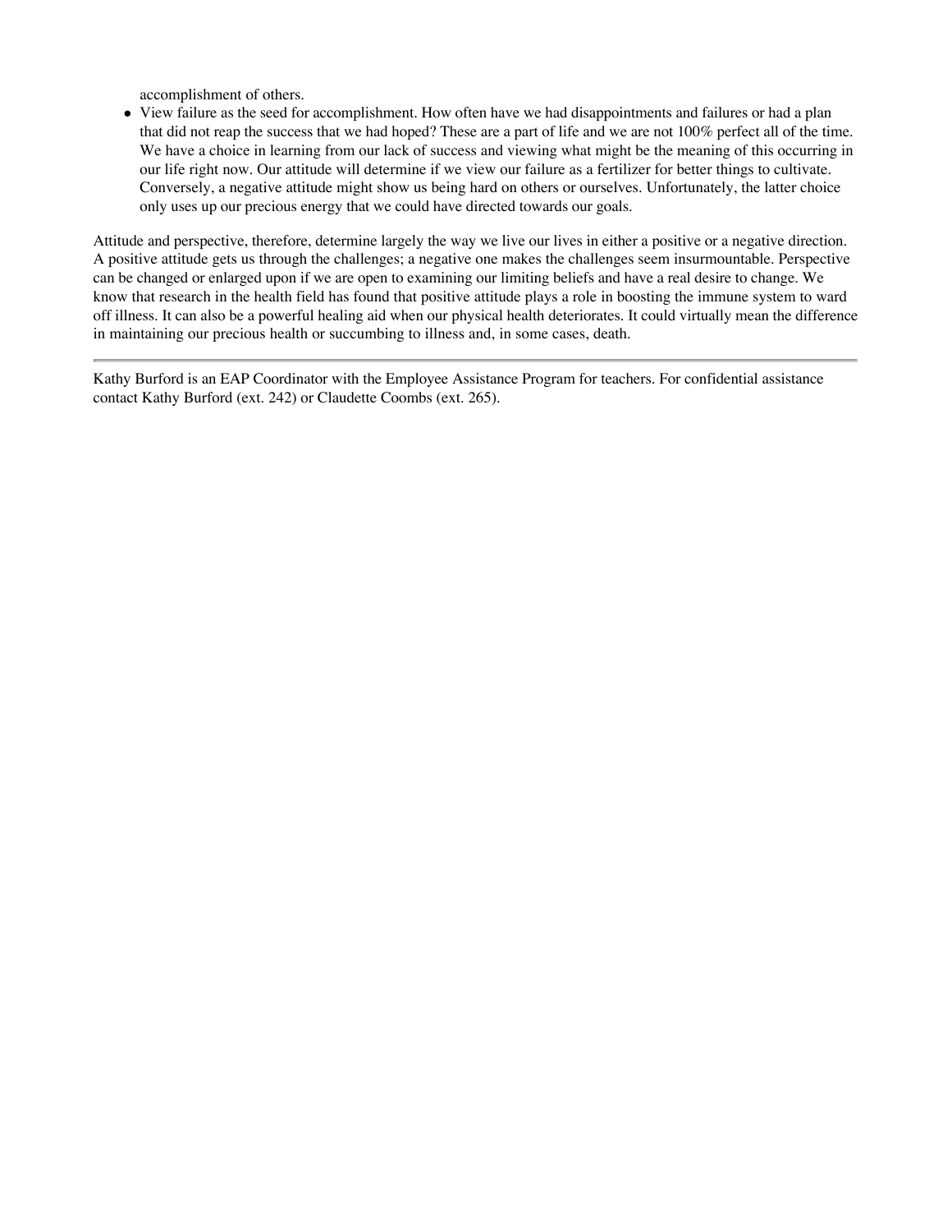accomplishment of others.

- View failure as the seed for accomplishment. How often have we had disappointments and failures or had a plan that did not reap the success that we had hoped? These are a part of life and we are not 100% perfect all of the time. We have a choice in learning from our lack of success and viewing what might be the meaning of this occurring in our life right now. Our attitude will determine if we view our failure as a fertilizer for better things to cultivate. Conversely, a negative attitude might show us being hard on others or ourselves. Unfortunately, the latter choice only uses up our precious energy that we could have directed towards our goals.

Attitude and perspective, therefore, determine largely the way we live our lives in either a positive or a negative direction. A positive attitude gets us through the challenges; a negative one makes the challenges seem insurmountable. Perspective can be changed or enlarged upon if we are open to examining our limiting beliefs and have a real desire to change. We know that research in the health field has found that positive attitude plays a role in boosting the immune system to ward off illness. It can also be a powerful healing aid when our physical health deteriorates. It could virtually mean the difference in maintaining our precious health or succumbing to illness and, in some cases, death.

---

Kathy Burford is an EAP Coordinator with the Employee Assistance Program for teachers. For confidential assistance contact Kathy Burford (ext. 242) or Claudette Coombs (ext. 265).